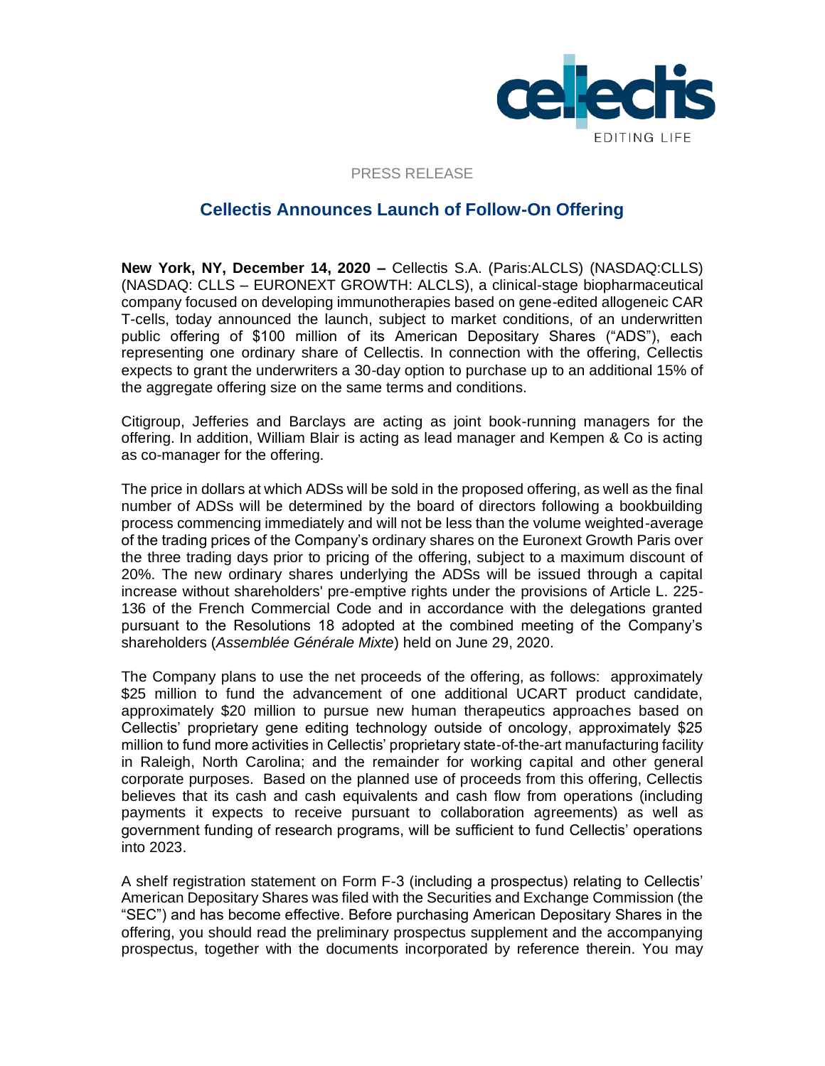PRESS RELEASE

# Cellectis Announces Launch of Follow-On Offering

**New York, NY, December 14, 2020 –** Cellectis S.A. (Paris:ALCLS) (NASDAQ:CLLS) (NASDAQ: CLLS – EURONEXT GROWTH: ALCLS), a clinical-stage biopharmaceutical company focused on developing immunotherapies based on gene-edited allogeneic CAR T-cells, today announced the launch, subject to market conditions, of an underwritten public offering of $100 million of its American Depositary Shares ("ADS"), each representing one ordinary share of Cellectis. In connection with the offering, Cellectis expects to grant the underwriters a 30-day option to purchase up to an additional 15% of the aggregate offering size on the same terms and conditions.

Citigroup, Jefferies and Barclays are acting as joint book-running managers for the offering. In addition, William Blair is acting as lead manager and Kempen & Co is acting as co-manager for the offering.

The price in dollars at which ADSs will be sold in the proposed offering, as well as the final number of ADSs will be determined by the board of directors following a bookbuilding process commencing immediately and will not be less than the volume weighted-average of the trading prices of the Company's ordinary shares on the Euronext Growth Paris over the three trading days prior to pricing of the offering, subject to a maximum discount of 20%. The new ordinary shares underlying the ADSs will be issued through a capital increase without shareholders' pre-emptive rights under the provisions of Article L. 225-136 of the French Commercial Code and in accordance with the delegations granted pursuant to the Resolutions 18 adopted at the combined meeting of the Company's shareholders (*Assemblée Générale Mixte*) held on June 29, 2020.

The Company plans to use the net proceeds of the offering, as follows: approximately $25 million to fund the advancement of one additional UCART product candidate, approximately $20 million to pursue new human therapeutics approaches based on Cellectis' proprietary gene editing technology outside of oncology, approximately $25 million to fund more activities in Cellectis' proprietary state-of-the-art manufacturing facility in Raleigh, North Carolina; and the remainder for working capital and other general corporate purposes. Based on the planned use of proceeds from this offering, Cellectis believes that its cash and cash equivalents and cash flow from operations (including payments it expects to receive pursuant to collaboration agreements) as well as government funding of research programs, will be sufficient to fund Cellectis' operations into 2023.

A shelf registration statement on Form F-3 (including a prospectus) relating to Cellectis' American Depositary Shares was filed with the Securities and Exchange Commission (the "SEC") and has become effective. Before purchasing American Depositary Shares in the offering, you should read the preliminary prospectus supplement and the accompanying prospectus, together with the documents incorporated by reference therein. You may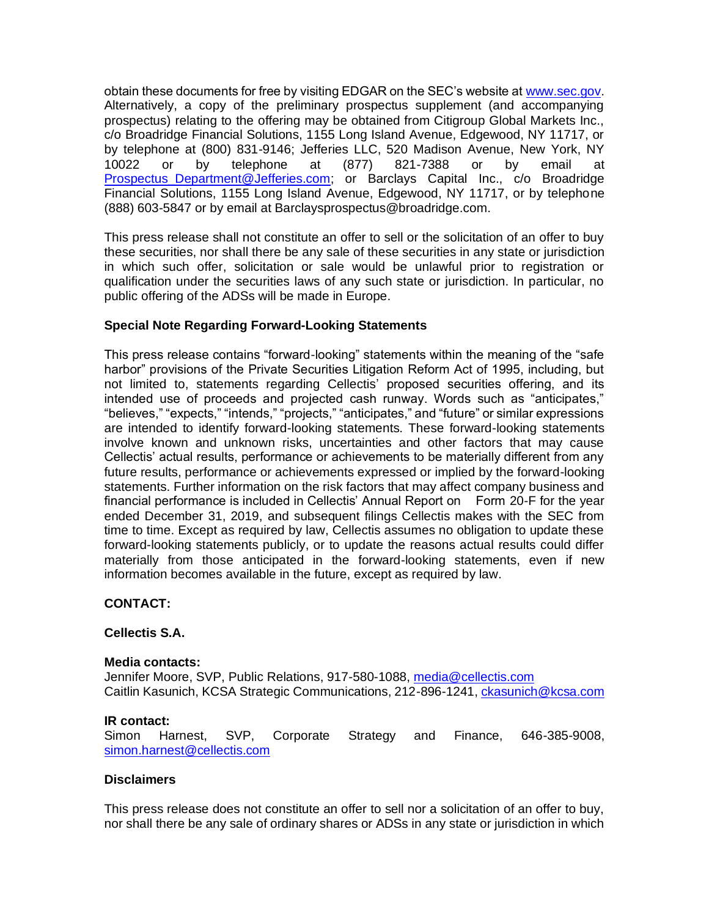obtain these documents for free by visiting EDGAR on the SEC's website at [www.sec.gov](http://www.sec.gov). Alternatively, a copy of the preliminary prospectus supplement (and accompanying prospectus) relating to the offering may be obtained from Citigroup Global Markets Inc., c/o Broadridge Financial Solutions, 1155 Long Island Avenue, Edgewood, NY 11717, or by telephone at (800) 831-9146; Jefferies LLC, 520 Madison Avenue, New York, NY 10022 or by telephone at (877) 821-7388 or by email at Prospectus_Department@Jefferies.com; or Barclays Capital Inc., c/o Broadridge Financial Solutions, 1155 Long Island Avenue, Edgewood, NY 11717, or by telephone (888) 603-5847 or by email at Barclaysprospectus@broadridge.com.

This press release shall not constitute an offer to sell or the solicitation of an offer to buy these securities, nor shall there be any sale of these securities in any state or jurisdiction in which such offer, solicitation or sale would be unlawful prior to registration or qualification under the securities laws of any such state or jurisdiction. In particular, no public offering of the ADSs will be made in Europe.

**Special Note Regarding Forward-Looking Statements**

This press release contains "forward-looking" statements within the meaning of the "safe harbor" provisions of the Private Securities Litigation Reform Act of 1995, including, but not limited to, statements regarding Cellectis' proposed securities offering, and its intended use of proceeds and projected cash runway. Words such as "anticipates," "believes," "expects," "intends," "projects," "anticipates," and "future" or similar expressions are intended to identify forward-looking statements. These forward-looking statements involve known and unknown risks, uncertainties and other factors that may cause Cellectis' actual results, performance or achievements to be materially different from any future results, performance or achievements expressed or implied by the forward-looking statements. Further information on the risk factors that may affect company business and financial performance is included in Cellectis' Annual Report on Form 20-F for the year ended December 31, 2019, and subsequent filings Cellectis makes with the SEC from time to time. Except as required by law, Cellectis assumes no obligation to update these forward-looking statements publicly, or to update the reasons actual results could differ materially from those anticipated in the forward-looking statements, even if new information becomes available in the future, except as required by law.

**CONTACT:**

**Cellectis S.A.**

**Media contacts:**
Jennifer Moore, SVP, Public Relations, 917-580-1088, [media@cellectis.com](mailto:media@cellectis.com)
Caitlin Kasunich, KCSA Strategic Communications, 212-896-1241, [ckasunich@kcsa.com](mailto:ckasunich@kcsa.com)

**IR contact:**
Simon Harnest, SVP, Corporate Strategy and Finance, 646-385-9008, [simon.harnest@cellectis.com](mailto:simon.harnest@cellectis.com)

**Disclaimers**

This press release does not constitute an offer to sell nor a solicitation of an offer to buy, nor shall there be any sale of ordinary shares or ADSs in any state or jurisdiction in which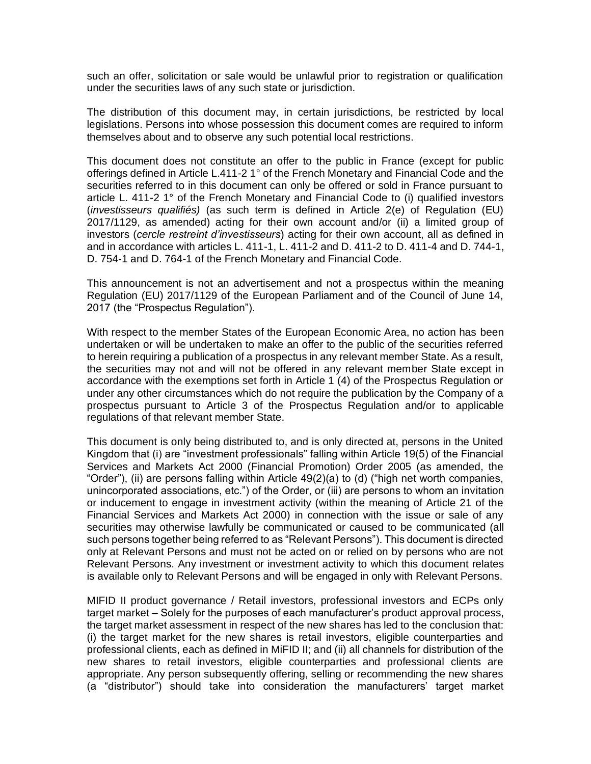such an offer, solicitation or sale would be unlawful prior to registration or qualification under the securities laws of any such state or jurisdiction.

The distribution of this document may, in certain jurisdictions, be restricted by local legislations. Persons into whose possession this document comes are required to inform themselves about and to observe any such potential local restrictions.

This document does not constitute an offer to the public in France (except for public offerings defined in Article L.411-2 1° of the French Monetary and Financial Code and the securities referred to in this document can only be offered or sold in France pursuant to article L. 411-2 1° of the French Monetary and Financial Code to (i) qualified investors (*investisseurs qualifiés)* (as such term is defined in Article 2(e) of Regulation (EU) 2017/1129, as amended) acting for their own account and/or (ii) a limited group of investors (*cercle restreint d'investisseurs*) acting for their own account, all as defined in and in accordance with articles L. 411-1, L. 411-2 and D. 411-2 to D. 411-4 and D. 744-1, D. 754-1 and D. 764-1 of the French Monetary and Financial Code.

This announcement is not an advertisement and not a prospectus within the meaning Regulation (EU) 2017/1129 of the European Parliament and of the Council of June 14, 2017 (the "Prospectus Regulation").

With respect to the member States of the European Economic Area, no action has been undertaken or will be undertaken to make an offer to the public of the securities referred to herein requiring a publication of a prospectus in any relevant member State. As a result, the securities may not and will not be offered in any relevant member State except in accordance with the exemptions set forth in Article 1 (4) of the Prospectus Regulation or under any other circumstances which do not require the publication by the Company of a prospectus pursuant to Article 3 of the Prospectus Regulation and/or to applicable regulations of that relevant member State.

This document is only being distributed to, and is only directed at, persons in the United Kingdom that (i) are "investment professionals" falling within Article 19(5) of the Financial Services and Markets Act 2000 (Financial Promotion) Order 2005 (as amended, the "Order"), (ii) are persons falling within Article 49(2)(a) to (d) ("high net worth companies, unincorporated associations, etc.") of the Order, or (iii) are persons to whom an invitation or inducement to engage in investment activity (within the meaning of Article 21 of the Financial Services and Markets Act 2000) in connection with the issue or sale of any securities may otherwise lawfully be communicated or caused to be communicated (all such persons together being referred to as "Relevant Persons"). This document is directed only at Relevant Persons and must not be acted on or relied on by persons who are not Relevant Persons. Any investment or investment activity to which this document relates is available only to Relevant Persons and will be engaged in only with Relevant Persons.

MIFID II product governance / Retail investors, professional investors and ECPs only target market – Solely for the purposes of each manufacturer's product approval process, the target market assessment in respect of the new shares has led to the conclusion that: (i) the target market for the new shares is retail investors, eligible counterparties and professional clients, each as defined in MiFID II; and (ii) all channels for distribution of the new shares to retail investors, eligible counterparties and professional clients are appropriate. Any person subsequently offering, selling or recommending the new shares (a "distributor") should take into consideration the manufacturers' target market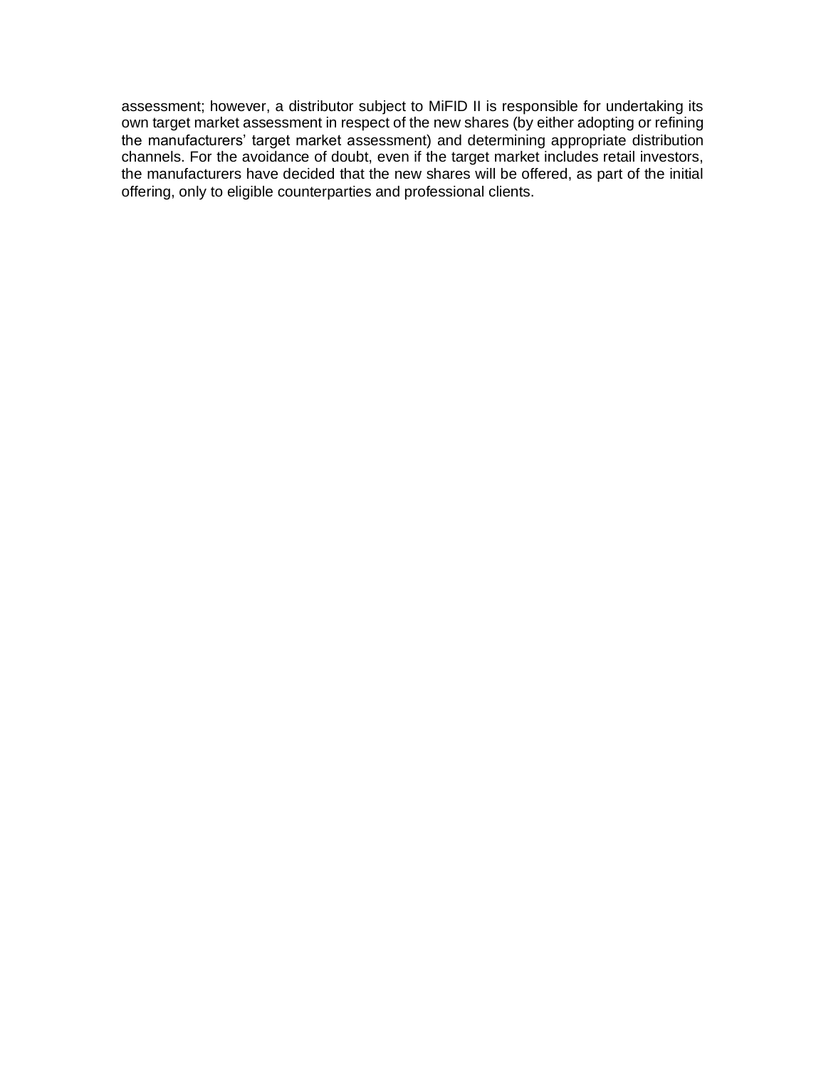assessment; however, a distributor subject to MiFID II is responsible for undertaking its own target market assessment in respect of the new shares (by either adopting or refining the manufacturers' target market assessment) and determining appropriate distribution channels. For the avoidance of doubt, even if the target market includes retail investors, the manufacturers have decided that the new shares will be offered, as part of the initial offering, only to eligible counterparties and professional clients.